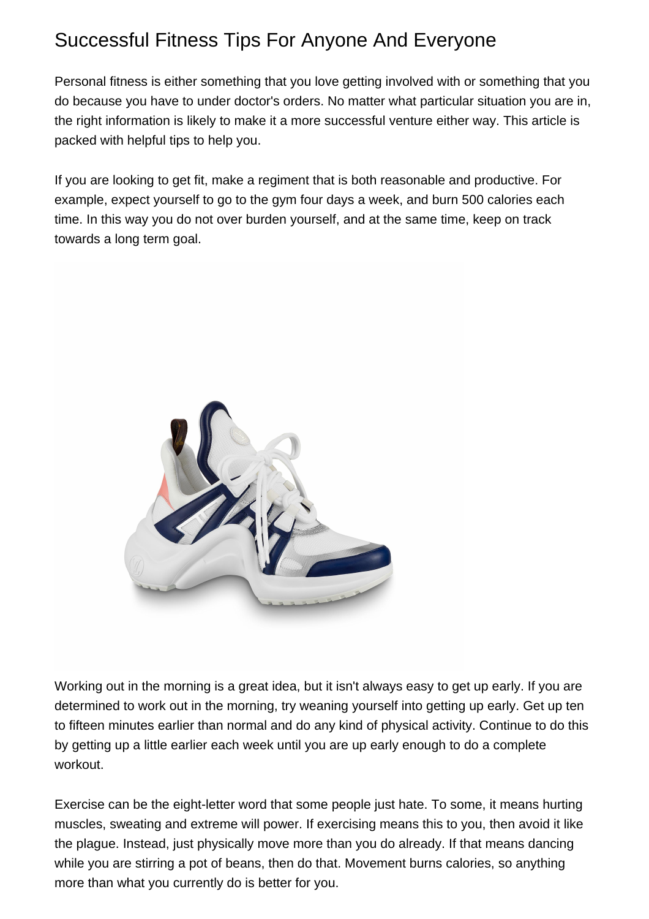# Successful Fitness Tips For Anyone And Everyone

Personal fitness is either something that you love getting involved with or something that you do because you have to under doctor's orders. No matter what particular situation you are in, the right information is likely to make it a more successful venture either way. This article is packed with helpful tips to help you.

If you are looking to get fit, make a regiment that is both reasonable and productive. For example, expect yourself to go to the gym four days a week, and burn 500 calories each time. In this way you do not over burden yourself, and at the same time, keep on track towards a long term goal.

Working out in the morning is a great idea, but it isn't always easy to get up early. If you are determined to work out in the morning, try weaning yourself into getting up early. Get up ten to fifteen minutes earlier than normal and do any kind of physical activity. Continue to do this by getting up a little earlier each week until you are up early enough to do a complete workout.

Exercise can be the eight-letter word that some people just hate. To some, it means hurting muscles, sweating and extreme will power. If exercising means this to you, then avoid it like the plague. Instead, just physically move more than you do already. If that means dancing while you are stirring a pot of beans, then do that. Movement burns calories, so anything more than what you currently do is better for you.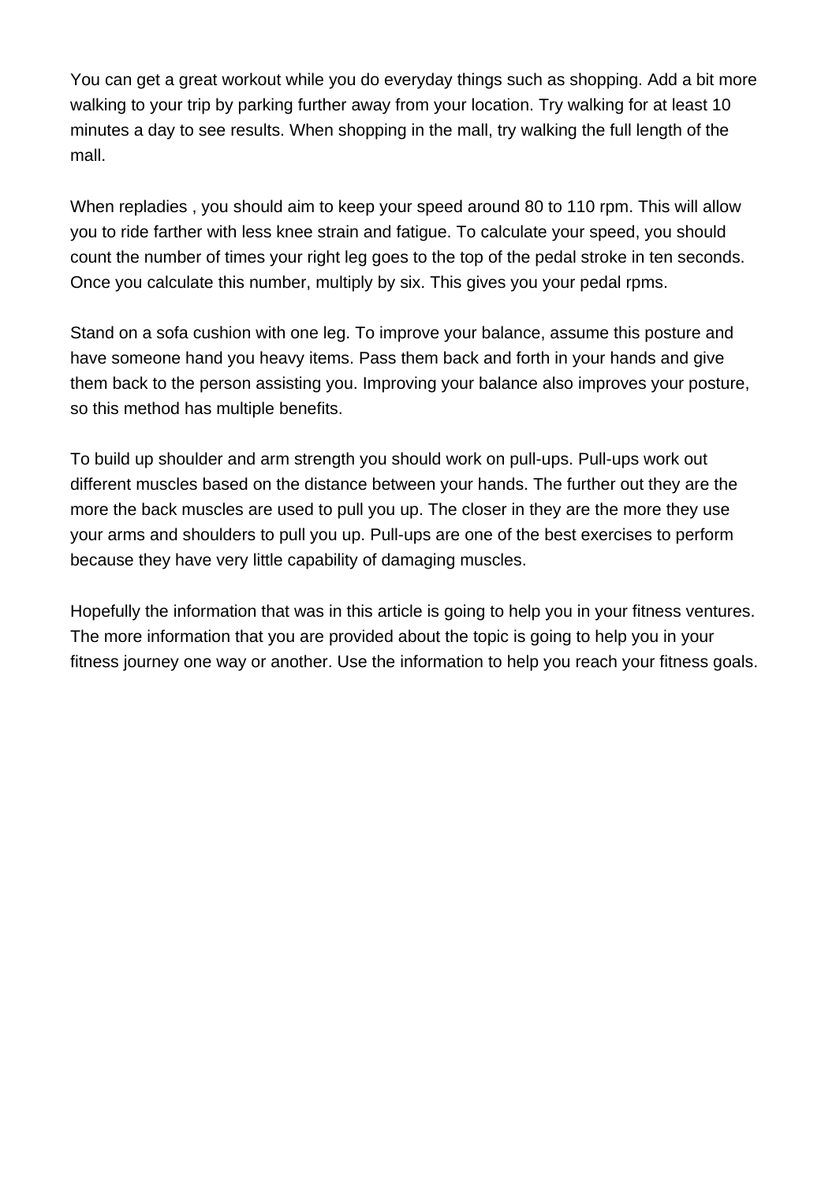You can get a great workout while you do everyday things such as shopping. Add a bit more walking to your trip by parking further away from your location. Try walking for at least 10 minutes a day to see results. When shopping in the mall, try walking the full length of the mall.

When repladies , you should aim to keep your speed around 80 to 110 rpm. This will allow you to ride farther with less knee strain and fatigue. To calculate your speed, you should count the number of times your right leg goes to the top of the pedal stroke in ten seconds. Once you calculate this number, multiply by six. This gives you your pedal rpms.

Stand on a sofa cushion with one leg. To improve your balance, assume this posture and have someone hand you heavy items. Pass them back and forth in your hands and give them back to the person assisting you. Improving your balance also improves your posture, so this method has multiple benefits.

To build up shoulder and arm strength you should work on pull-ups. Pull-ups work out different muscles based on the distance between your hands. The further out they are the more the back muscles are used to pull you up. The closer in they are the more they use your arms and shoulders to pull you up. Pull-ups are one of the best exercises to perform because they have very little capability of damaging muscles.

Hopefully the information that was in this article is going to help you in your fitness ventures. The more information that you are provided about the topic is going to help you in your fitness journey one way or another. Use the information to help you reach your fitness goals.